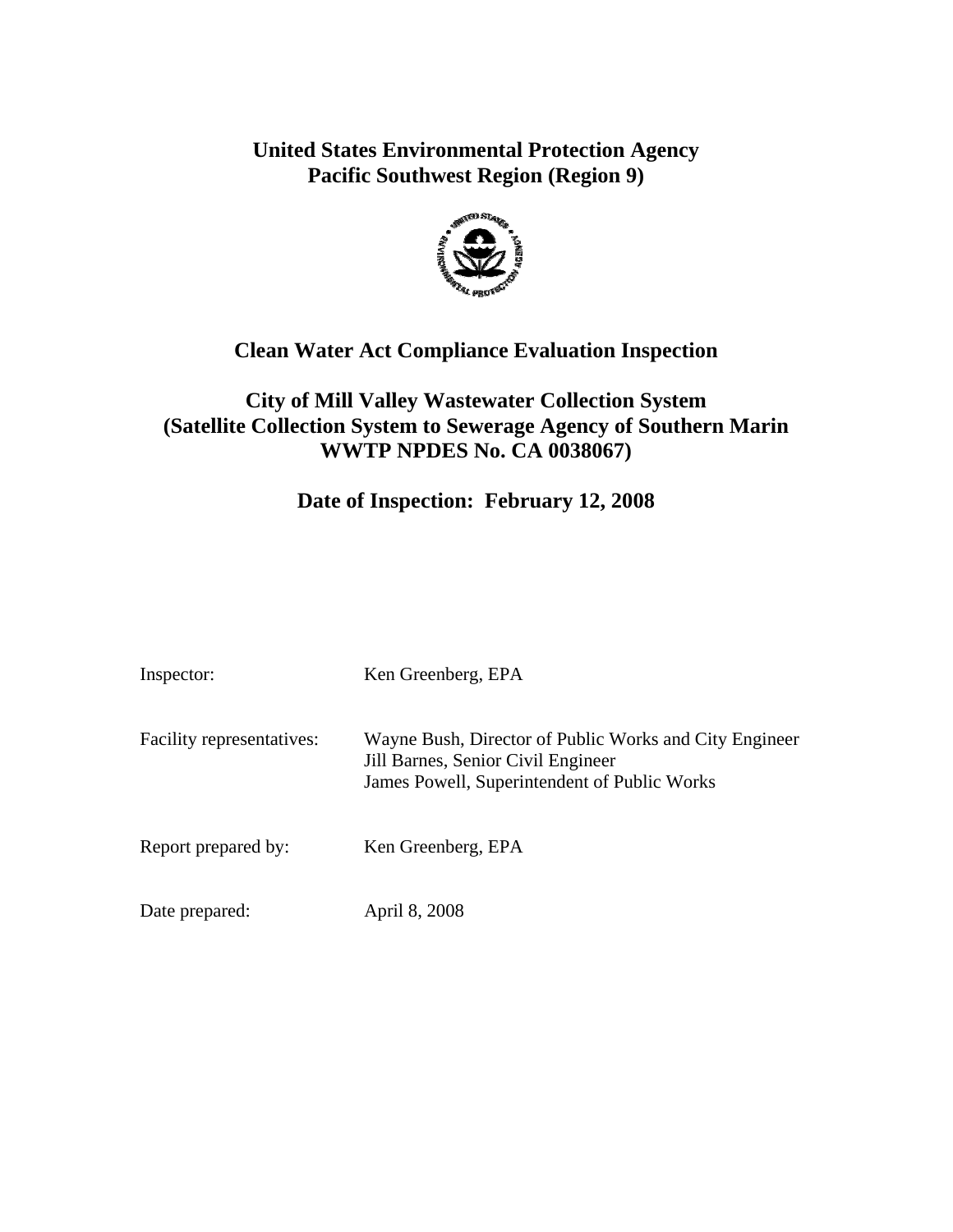# United States Environmental Protection Agency
# Pacific Southwest Region (Region 9)

## Clean Water Act Compliance Evaluation Inspection

## City of Mill Valley Wastewater Collection System (Satellite Collection System to Sewerage Agency of Southern Marin WWTP NPDES No. CA 0038067)

## Date of Inspection: February 12, 2008

| | |
|---|---|
| Inspector: | Ken Greenberg, EPA |
| Facility representatives: | Wayne Bush, Director of Public Works and City Engineer<br>Jill Barnes, Senior Civil Engineer<br>James Powell, Superintendent of Public Works |
| Report prepared by: | Ken Greenberg, EPA |
| Date prepared: | April 8, 2008 |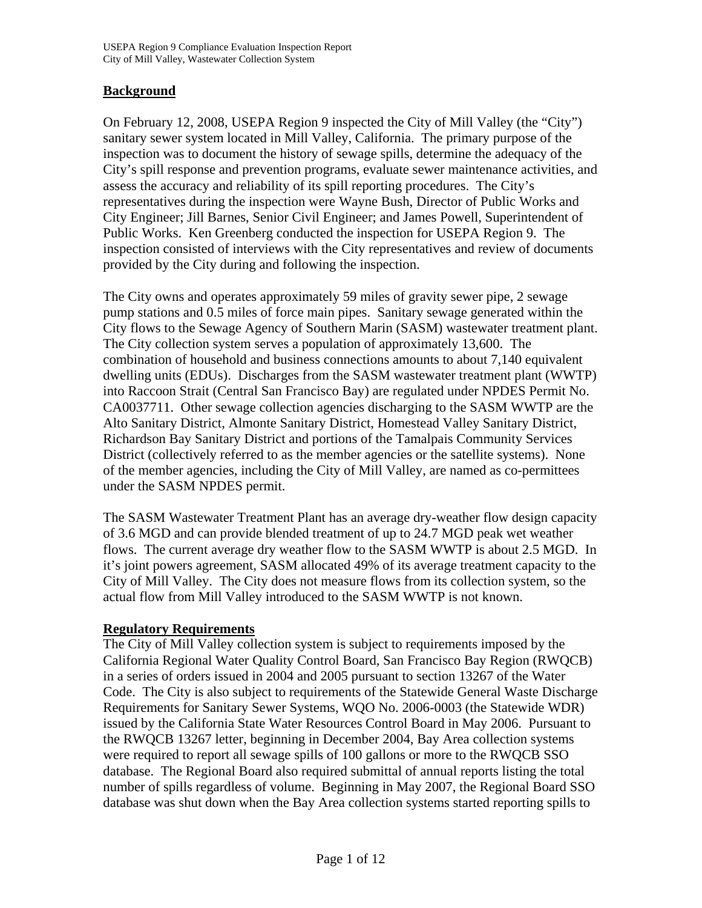## Background

On February 12, 2008, USEPA Region 9 inspected the City of Mill Valley (the "City") sanitary sewer system located in Mill Valley, California. The primary purpose of the inspection was to document the history of sewage spills, determine the adequacy of the City's spill response and prevention programs, evaluate sewer maintenance activities, and assess the accuracy and reliability of its spill reporting procedures. The City's representatives during the inspection were Wayne Bush, Director of Public Works and City Engineer; Jill Barnes, Senior Civil Engineer; and James Powell, Superintendent of Public Works. Ken Greenberg conducted the inspection for USEPA Region 9. The inspection consisted of interviews with the City representatives and review of documents provided by the City during and following the inspection.

The City owns and operates approximately 59 miles of gravity sewer pipe, 2 sewage pump stations and 0.5 miles of force main pipes. Sanitary sewage generated within the City flows to the Sewage Agency of Southern Marin (SASM) wastewater treatment plant. The City collection system serves a population of approximately 13,600. The combination of household and business connections amounts to about 7,140 equivalent dwelling units (EDUs). Discharges from the SASM wastewater treatment plant (WWTP) into Raccoon Strait (Central San Francisco Bay) are regulated under NPDES Permit No. CA0037711. Other sewage collection agencies discharging to the SASM WWTP are the Alto Sanitary District, Almonte Sanitary District, Homestead Valley Sanitary District, Richardson Bay Sanitary District and portions of the Tamalpais Community Services District (collectively referred to as the member agencies or the satellite systems). None of the member agencies, including the City of Mill Valley, are named as co-permittees under the SASM NPDES permit.

The SASM Wastewater Treatment Plant has an average dry-weather flow design capacity of 3.6 MGD and can provide blended treatment of up to 24.7 MGD peak wet weather flows. The current average dry weather flow to the SASM WWTP is about 2.5 MGD. In it's joint powers agreement, SASM allocated 49% of its average treatment capacity to the City of Mill Valley. The City does not measure flows from its collection system, so the actual flow from Mill Valley introduced to the SASM WWTP is not known.

## Regulatory Requirements

The City of Mill Valley collection system is subject to requirements imposed by the California Regional Water Quality Control Board, San Francisco Bay Region (RWQCB) in a series of orders issued in 2004 and 2005 pursuant to section 13267 of the Water Code. The City is also subject to requirements of the Statewide General Waste Discharge Requirements for Sanitary Sewer Systems, WQO No. 2006-0003 (the Statewide WDR) issued by the California State Water Resources Control Board in May 2006. Pursuant to the RWQCB 13267 letter, beginning in December 2004, Bay Area collection systems were required to report all sewage spills of 100 gallons or more to the RWQCB SSO database. The Regional Board also required submittal of annual reports listing the total number of spills regardless of volume. Beginning in May 2007, the Regional Board SSO database was shut down when the Bay Area collection systems started reporting spills to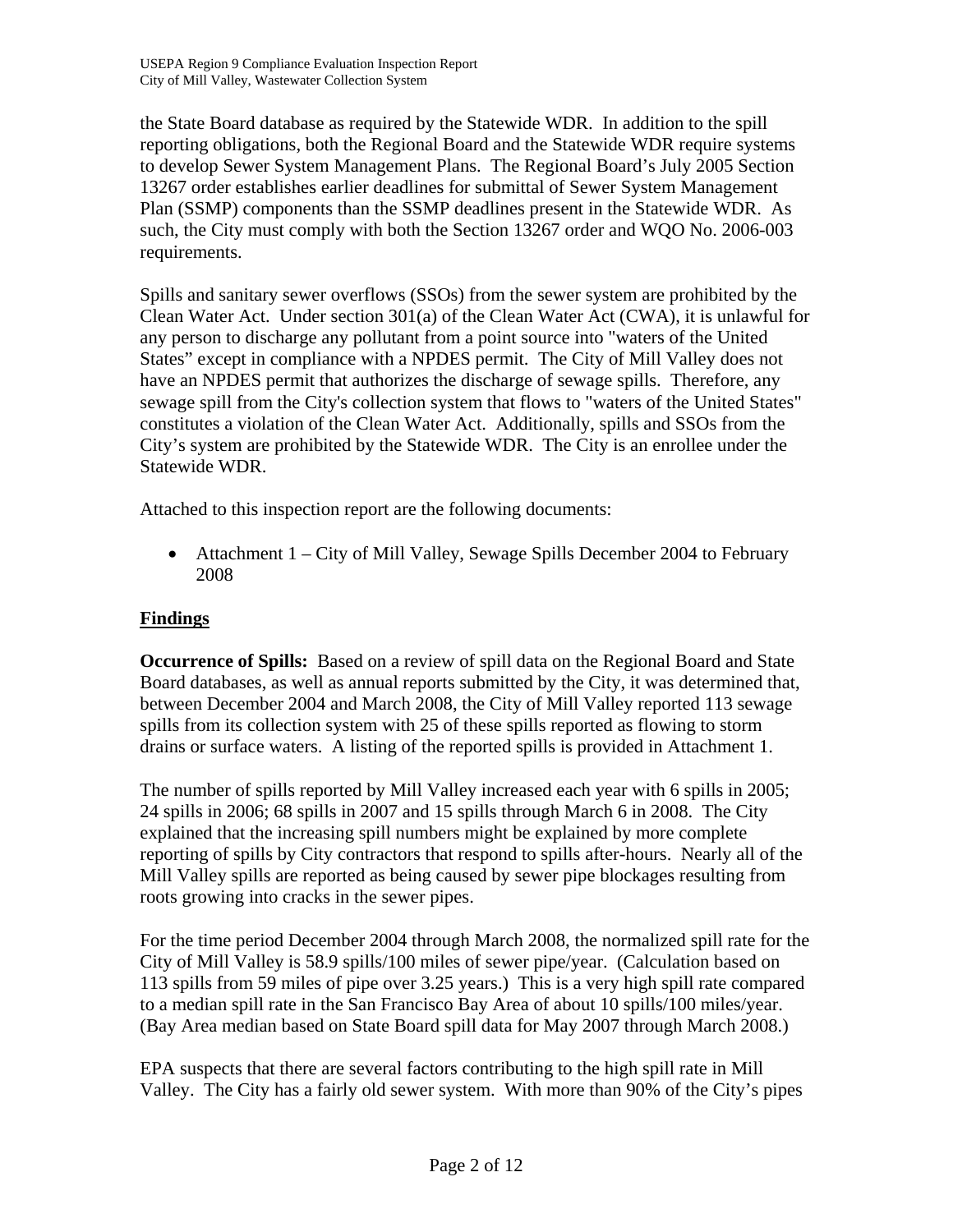the State Board database as required by the Statewide WDR. In addition to the spill reporting obligations, both the Regional Board and the Statewide WDR require systems to develop Sewer System Management Plans. The Regional Board's July 2005 Section 13267 order establishes earlier deadlines for submittal of Sewer System Management Plan (SSMP) components than the SSMP deadlines present in the Statewide WDR. As such, the City must comply with both the Section 13267 order and WQO No. 2006-003 requirements.

Spills and sanitary sewer overflows (SSOs) from the sewer system are prohibited by the Clean Water Act. Under section 301(a) of the Clean Water Act (CWA), it is unlawful for any person to discharge any pollutant from a point source into "waters of the United States" except in compliance with a NPDES permit. The City of Mill Valley does not have an NPDES permit that authorizes the discharge of sewage spills. Therefore, any sewage spill from the City's collection system that flows to "waters of the United States" constitutes a violation of the Clean Water Act. Additionally, spills and SSOs from the City's system are prohibited by the Statewide WDR. The City is an enrollee under the Statewide WDR.

Attached to this inspection report are the following documents:

- Attachment 1 – City of Mill Valley, Sewage Spills December 2004 to February 2008

## Findings

**Occurrence of Spills:** Based on a review of spill data on the Regional Board and State Board databases, as well as annual reports submitted by the City, it was determined that, between December 2004 and March 2008, the City of Mill Valley reported 113 sewage spills from its collection system with 25 of these spills reported as flowing to storm drains or surface waters. A listing of the reported spills is provided in Attachment 1.

The number of spills reported by Mill Valley increased each year with 6 spills in 2005; 24 spills in 2006; 68 spills in 2007 and 15 spills through March 6 in 2008. The City explained that the increasing spill numbers might be explained by more complete reporting of spills by City contractors that respond to spills after-hours. Nearly all of the Mill Valley spills are reported as being caused by sewer pipe blockages resulting from roots growing into cracks in the sewer pipes.

For the time period December 2004 through March 2008, the normalized spill rate for the City of Mill Valley is 58.9 spills/100 miles of sewer pipe/year. (Calculation based on 113 spills from 59 miles of pipe over 3.25 years.) This is a very high spill rate compared to a median spill rate in the San Francisco Bay Area of about 10 spills/100 miles/year. (Bay Area median based on State Board spill data for May 2007 through March 2008.)

EPA suspects that there are several factors contributing to the high spill rate in Mill Valley. The City has a fairly old sewer system. With more than 90% of the City's pipes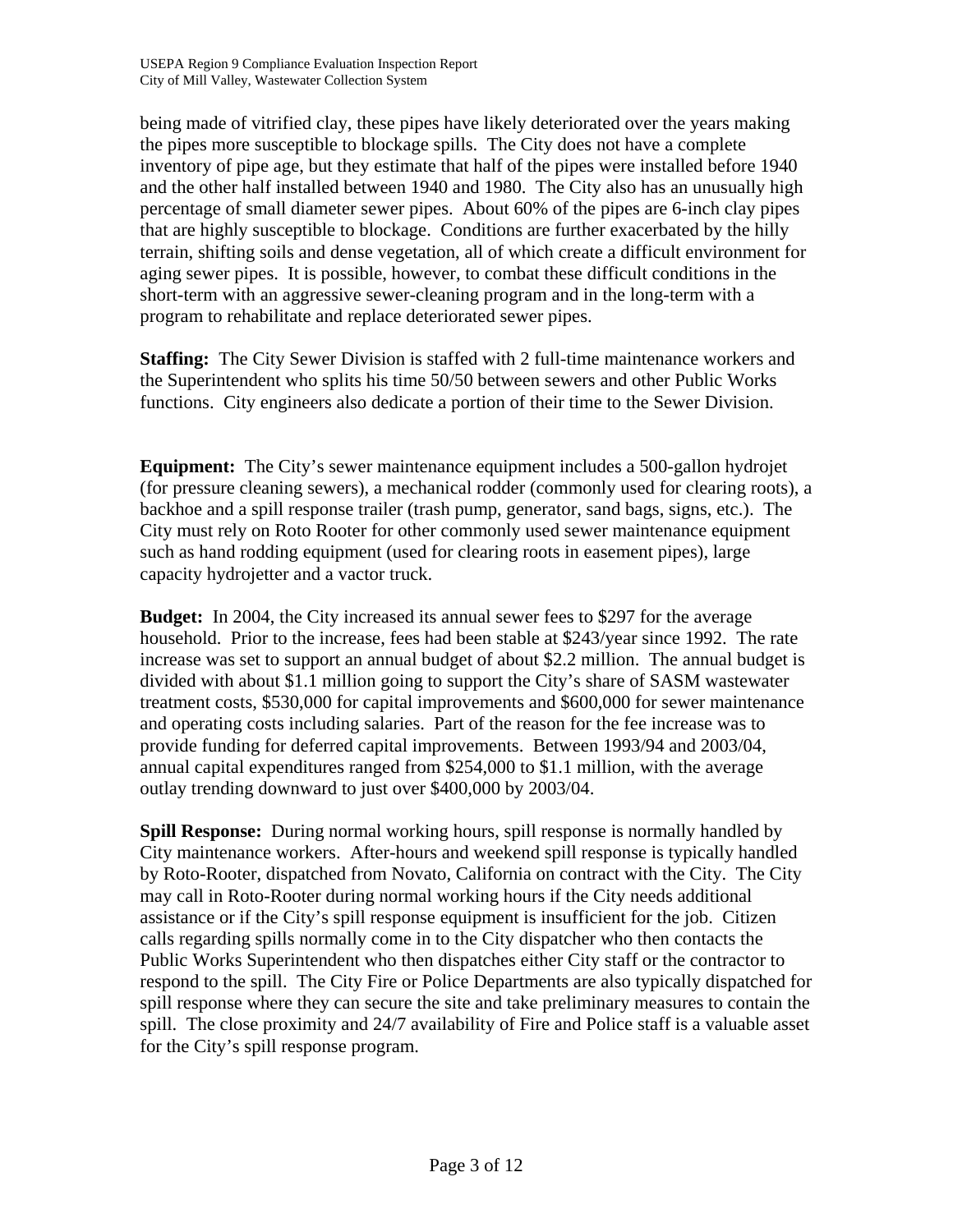being made of vitrified clay, these pipes have likely deteriorated over the years making the pipes more susceptible to blockage spills. The City does not have a complete inventory of pipe age, but they estimate that half of the pipes were installed before 1940 and the other half installed between 1940 and 1980. The City also has an unusually high percentage of small diameter sewer pipes. About 60% of the pipes are 6-inch clay pipes that are highly susceptible to blockage. Conditions are further exacerbated by the hilly terrain, shifting soils and dense vegetation, all of which create a difficult environment for aging sewer pipes. It is possible, however, to combat these difficult conditions in the short-term with an aggressive sewer-cleaning program and in the long-term with a program to rehabilitate and replace deteriorated sewer pipes.

**Staffing:** The City Sewer Division is staffed with 2 full-time maintenance workers and the Superintendent who splits his time 50/50 between sewers and other Public Works functions. City engineers also dedicate a portion of their time to the Sewer Division.

**Equipment:** The City's sewer maintenance equipment includes a 500-gallon hydrojet (for pressure cleaning sewers), a mechanical rodder (commonly used for clearing roots), a backhoe and a spill response trailer (trash pump, generator, sand bags, signs, etc.). The City must rely on Roto Rooter for other commonly used sewer maintenance equipment such as hand rodding equipment (used for clearing roots in easement pipes), large capacity hydrojetter and a vactor truck.

**Budget:** In 2004, the City increased its annual sewer fees to $297 for the average household. Prior to the increase, fees had been stable at $243/year since 1992. The rate increase was set to support an annual budget of about $2.2 million. The annual budget is divided with about $1.1 million going to support the City's share of SASM wastewater treatment costs, $530,000 for capital improvements and $600,000 for sewer maintenance and operating costs including salaries. Part of the reason for the fee increase was to provide funding for deferred capital improvements. Between 1993/94 and 2003/04, annual capital expenditures ranged from $254,000 to $1.1 million, with the average outlay trending downward to just over $400,000 by 2003/04.

**Spill Response:** During normal working hours, spill response is normally handled by City maintenance workers. After-hours and weekend spill response is typically handled by Roto-Rooter, dispatched from Novato, California on contract with the City. The City may call in Roto-Rooter during normal working hours if the City needs additional assistance or if the City's spill response equipment is insufficient for the job. Citizen calls regarding spills normally come in to the City dispatcher who then contacts the Public Works Superintendent who then dispatches either City staff or the contractor to respond to the spill. The City Fire or Police Departments are also typically dispatched for spill response where they can secure the site and take preliminary measures to contain the spill. The close proximity and 24/7 availability of Fire and Police staff is a valuable asset for the City's spill response program.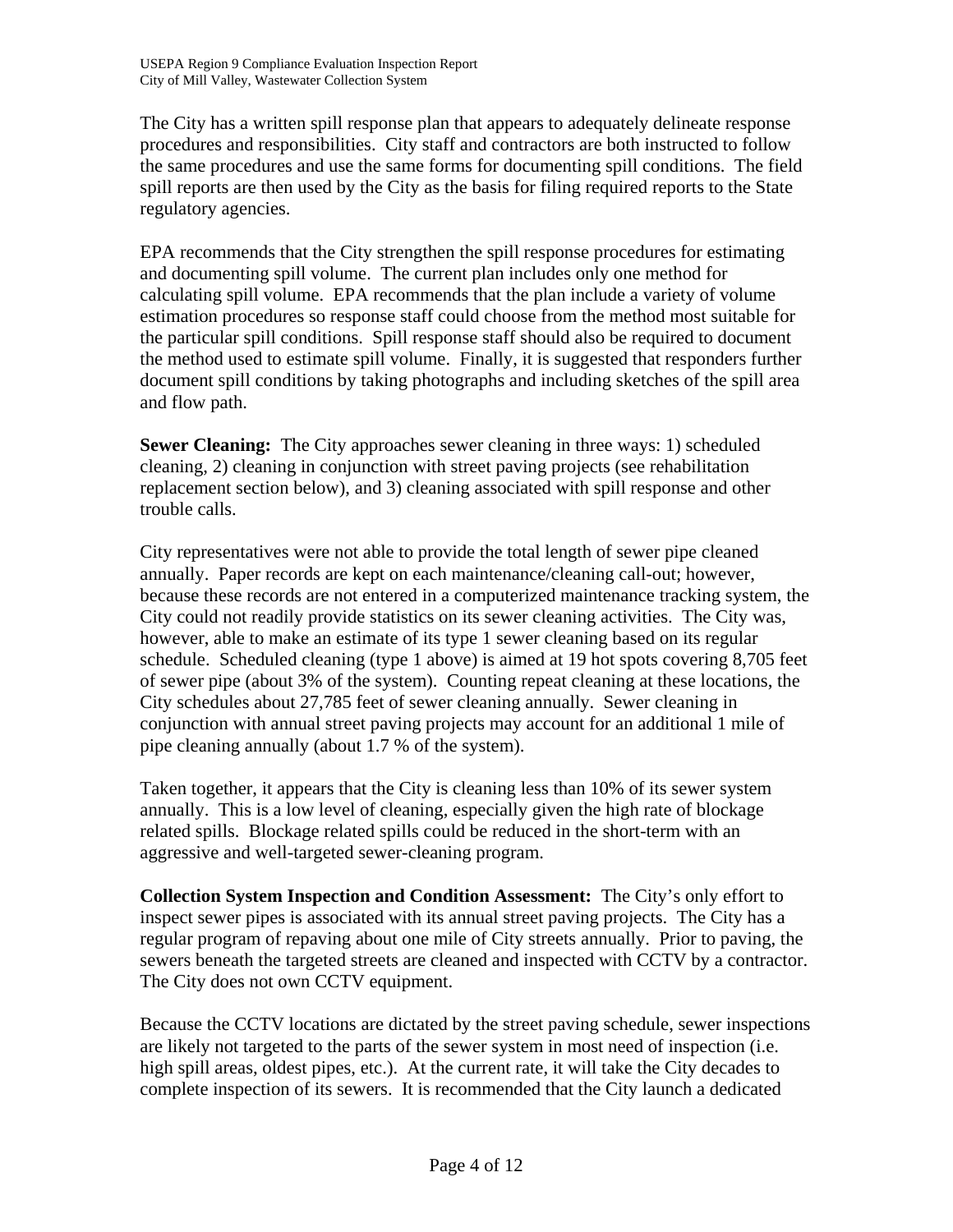The City has a written spill response plan that appears to adequately delineate response procedures and responsibilities. City staff and contractors are both instructed to follow the same procedures and use the same forms for documenting spill conditions. The field spill reports are then used by the City as the basis for filing required reports to the State regulatory agencies.

EPA recommends that the City strengthen the spill response procedures for estimating and documenting spill volume. The current plan includes only one method for calculating spill volume. EPA recommends that the plan include a variety of volume estimation procedures so response staff could choose from the method most suitable for the particular spill conditions. Spill response staff should also be required to document the method used to estimate spill volume. Finally, it is suggested that responders further document spill conditions by taking photographs and including sketches of the spill area and flow path.

**Sewer Cleaning:** The City approaches sewer cleaning in three ways: 1) scheduled cleaning, 2) cleaning in conjunction with street paving projects (see rehabilitation replacement section below), and 3) cleaning associated with spill response and other trouble calls.

City representatives were not able to provide the total length of sewer pipe cleaned annually. Paper records are kept on each maintenance/cleaning call-out; however, because these records are not entered in a computerized maintenance tracking system, the City could not readily provide statistics on its sewer cleaning activities. The City was, however, able to make an estimate of its type 1 sewer cleaning based on its regular schedule. Scheduled cleaning (type 1 above) is aimed at 19 hot spots covering 8,705 feet of sewer pipe (about 3% of the system). Counting repeat cleaning at these locations, the City schedules about 27,785 feet of sewer cleaning annually. Sewer cleaning in conjunction with annual street paving projects may account for an additional 1 mile of pipe cleaning annually (about 1.7 % of the system).

Taken together, it appears that the City is cleaning less than 10% of its sewer system annually. This is a low level of cleaning, especially given the high rate of blockage related spills. Blockage related spills could be reduced in the short-term with an aggressive and well-targeted sewer-cleaning program.

**Collection System Inspection and Condition Assessment:** The City's only effort to inspect sewer pipes is associated with its annual street paving projects. The City has a regular program of repaving about one mile of City streets annually. Prior to paving, the sewers beneath the targeted streets are cleaned and inspected with CCTV by a contractor. The City does not own CCTV equipment.

Because the CCTV locations are dictated by the street paving schedule, sewer inspections are likely not targeted to the parts of the sewer system in most need of inspection (i.e. high spill areas, oldest pipes, etc.). At the current rate, it will take the City decades to complete inspection of its sewers. It is recommended that the City launch a dedicated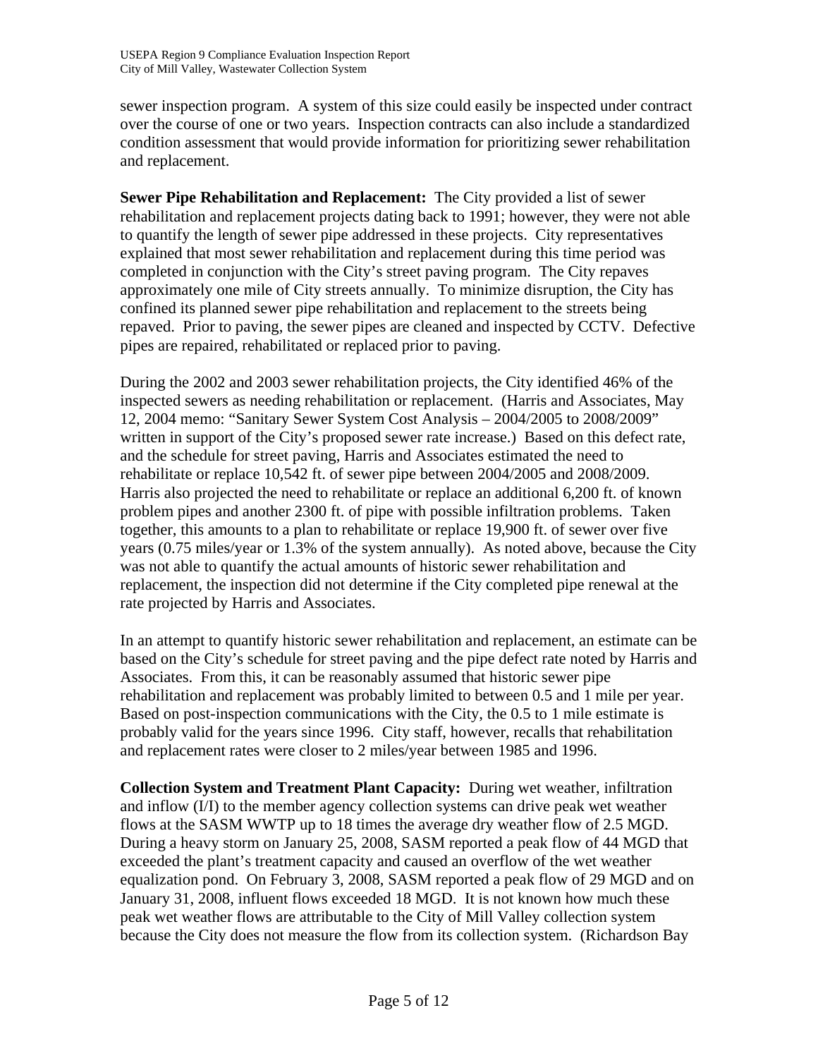sewer inspection program. A system of this size could easily be inspected under contract over the course of one or two years. Inspection contracts can also include a standardized condition assessment that would provide information for prioritizing sewer rehabilitation and replacement.

**Sewer Pipe Rehabilitation and Replacement:** The City provided a list of sewer rehabilitation and replacement projects dating back to 1991; however, they were not able to quantify the length of sewer pipe addressed in these projects. City representatives explained that most sewer rehabilitation and replacement during this time period was completed in conjunction with the City's street paving program. The City repaves approximately one mile of City streets annually. To minimize disruption, the City has confined its planned sewer pipe rehabilitation and replacement to the streets being repaved. Prior to paving, the sewer pipes are cleaned and inspected by CCTV. Defective pipes are repaired, rehabilitated or replaced prior to paving.

During the 2002 and 2003 sewer rehabilitation projects, the City identified 46% of the inspected sewers as needing rehabilitation or replacement. (Harris and Associates, May 12, 2004 memo: "Sanitary Sewer System Cost Analysis – 2004/2005 to 2008/2009" written in support of the City's proposed sewer rate increase.) Based on this defect rate, and the schedule for street paving, Harris and Associates estimated the need to rehabilitate or replace 10,542 ft. of sewer pipe between 2004/2005 and 2008/2009. Harris also projected the need to rehabilitate or replace an additional 6,200 ft. of known problem pipes and another 2300 ft. of pipe with possible infiltration problems. Taken together, this amounts to a plan to rehabilitate or replace 19,900 ft. of sewer over five years (0.75 miles/year or 1.3% of the system annually). As noted above, because the City was not able to quantify the actual amounts of historic sewer rehabilitation and replacement, the inspection did not determine if the City completed pipe renewal at the rate projected by Harris and Associates.

In an attempt to quantify historic sewer rehabilitation and replacement, an estimate can be based on the City's schedule for street paving and the pipe defect rate noted by Harris and Associates. From this, it can be reasonably assumed that historic sewer pipe rehabilitation and replacement was probably limited to between 0.5 and 1 mile per year. Based on post-inspection communications with the City, the 0.5 to 1 mile estimate is probably valid for the years since 1996. City staff, however, recalls that rehabilitation and replacement rates were closer to 2 miles/year between 1985 and 1996.

**Collection System and Treatment Plant Capacity:** During wet weather, infiltration and inflow (I/I) to the member agency collection systems can drive peak wet weather flows at the SASM WWTP up to 18 times the average dry weather flow of 2.5 MGD. During a heavy storm on January 25, 2008, SASM reported a peak flow of 44 MGD that exceeded the plant's treatment capacity and caused an overflow of the wet weather equalization pond. On February 3, 2008, SASM reported a peak flow of 29 MGD and on January 31, 2008, influent flows exceeded 18 MGD. It is not known how much these peak wet weather flows are attributable to the City of Mill Valley collection system because the City does not measure the flow from its collection system. (Richardson Bay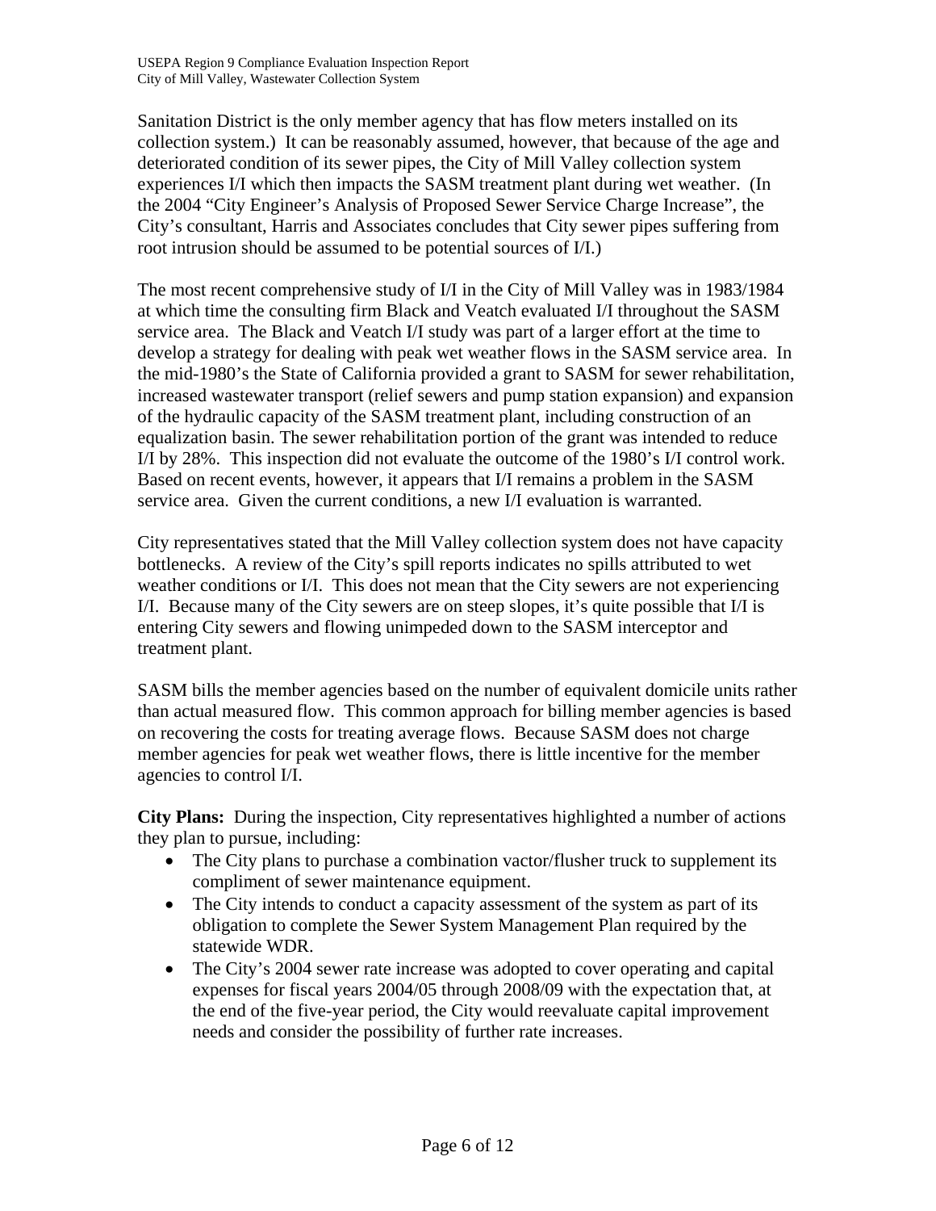Sanitation District is the only member agency that has flow meters installed on its collection system.) It can be reasonably assumed, however, that because of the age and deteriorated condition of its sewer pipes, the City of Mill Valley collection system experiences I/I which then impacts the SASM treatment plant during wet weather. (In the 2004 "City Engineer's Analysis of Proposed Sewer Service Charge Increase", the City's consultant, Harris and Associates concludes that City sewer pipes suffering from root intrusion should be assumed to be potential sources of I/I.)

The most recent comprehensive study of I/I in the City of Mill Valley was in 1983/1984 at which time the consulting firm Black and Veatch evaluated I/I throughout the SASM service area. The Black and Veatch I/I study was part of a larger effort at the time to develop a strategy for dealing with peak wet weather flows in the SASM service area. In the mid-1980's the State of California provided a grant to SASM for sewer rehabilitation, increased wastewater transport (relief sewers and pump station expansion) and expansion of the hydraulic capacity of the SASM treatment plant, including construction of an equalization basin. The sewer rehabilitation portion of the grant was intended to reduce I/I by 28%. This inspection did not evaluate the outcome of the 1980's I/I control work. Based on recent events, however, it appears that I/I remains a problem in the SASM service area. Given the current conditions, a new I/I evaluation is warranted.

City representatives stated that the Mill Valley collection system does not have capacity bottlenecks. A review of the City's spill reports indicates no spills attributed to wet weather conditions or I/I. This does not mean that the City sewers are not experiencing I/I. Because many of the City sewers are on steep slopes, it's quite possible that I/I is entering City sewers and flowing unimpeded down to the SASM interceptor and treatment plant.

SASM bills the member agencies based on the number of equivalent domicile units rather than actual measured flow. This common approach for billing member agencies is based on recovering the costs for treating average flows. Because SASM does not charge member agencies for peak wet weather flows, there is little incentive for the member agencies to control I/I.

**City Plans:** During the inspection, City representatives highlighted a number of actions they plan to pursue, including:

- The City plans to purchase a combination vactor/flusher truck to supplement its compliment of sewer maintenance equipment.
- The City intends to conduct a capacity assessment of the system as part of its obligation to complete the Sewer System Management Plan required by the statewide WDR.
- The City's 2004 sewer rate increase was adopted to cover operating and capital expenses for fiscal years 2004/05 through 2008/09 with the expectation that, at the end of the five-year period, the City would reevaluate capital improvement needs and consider the possibility of further rate increases.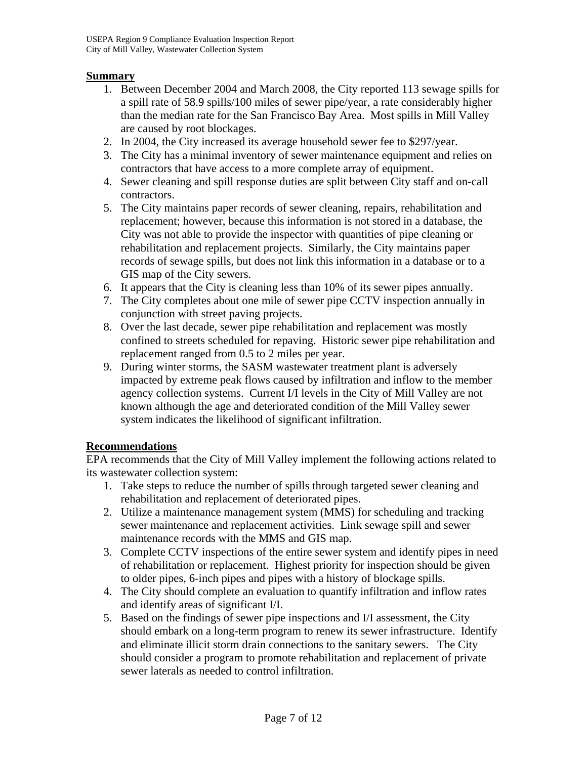## Summary

1. Between December 2004 and March 2008, the City reported 113 sewage spills for a spill rate of 58.9 spills/100 miles of sewer pipe/year, a rate considerably higher than the median rate for the San Francisco Bay Area. Most spills in Mill Valley are caused by root blockages.
2. In 2004, the City increased its average household sewer fee to $297/year.
3. The City has a minimal inventory of sewer maintenance equipment and relies on contractors that have access to a more complete array of equipment.
4. Sewer cleaning and spill response duties are split between City staff and on-call contractors.
5. The City maintains paper records of sewer cleaning, repairs, rehabilitation and replacement; however, because this information is not stored in a database, the City was not able to provide the inspector with quantities of pipe cleaning or rehabilitation and replacement projects. Similarly, the City maintains paper records of sewage spills, but does not link this information in a database or to a GIS map of the City sewers.
6. It appears that the City is cleaning less than 10% of its sewer pipes annually.
7. The City completes about one mile of sewer pipe CCTV inspection annually in conjunction with street paving projects.
8. Over the last decade, sewer pipe rehabilitation and replacement was mostly confined to streets scheduled for repaving. Historic sewer pipe rehabilitation and replacement ranged from 0.5 to 2 miles per year.
9. During winter storms, the SASM wastewater treatment plant is adversely impacted by extreme peak flows caused by infiltration and inflow to the member agency collection systems. Current I/I levels in the City of Mill Valley are not known although the age and deteriorated condition of the Mill Valley sewer system indicates the likelihood of significant infiltration.

## Recommendations

EPA recommends that the City of Mill Valley implement the following actions related to its wastewater collection system:

1. Take steps to reduce the number of spills through targeted sewer cleaning and rehabilitation and replacement of deteriorated pipes.
2. Utilize a maintenance management system (MMS) for scheduling and tracking sewer maintenance and replacement activities. Link sewage spill and sewer maintenance records with the MMS and GIS map.
3. Complete CCTV inspections of the entire sewer system and identify pipes in need of rehabilitation or replacement. Highest priority for inspection should be given to older pipes, 6-inch pipes and pipes with a history of blockage spills.
4. The City should complete an evaluation to quantify infiltration and inflow rates and identify areas of significant I/I.
5. Based on the findings of sewer pipe inspections and I/I assessment, the City should embark on a long-term program to renew its sewer infrastructure. Identify and eliminate illicit storm drain connections to the sanitary sewers. The City should consider a program to promote rehabilitation and replacement of private sewer laterals as needed to control infiltration.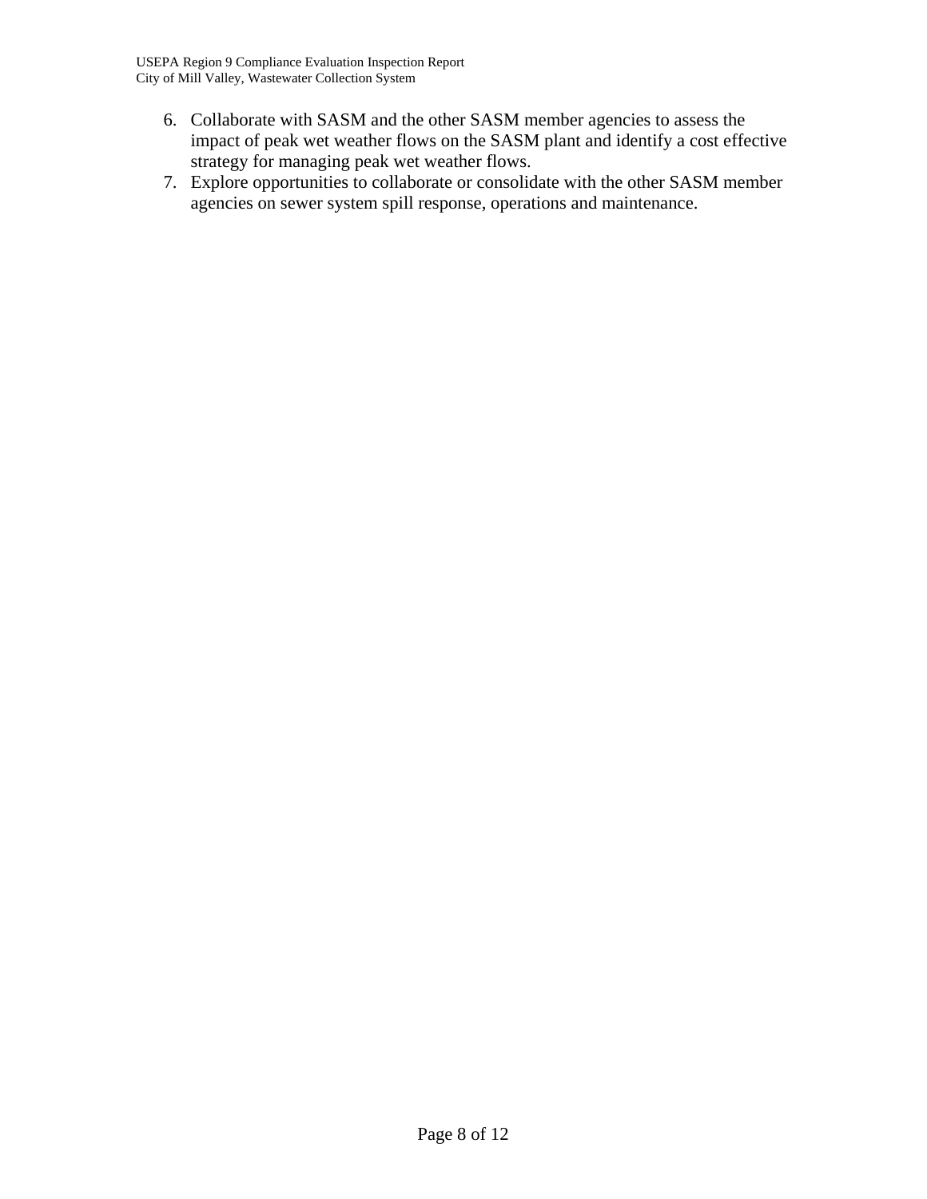6. Collaborate with SASM and the other SASM member agencies to assess the impact of peak wet weather flows on the SASM plant and identify a cost effective strategy for managing peak wet weather flows.
7. Explore opportunities to collaborate or consolidate with the other SASM member agencies on sewer system spill response, operations and maintenance.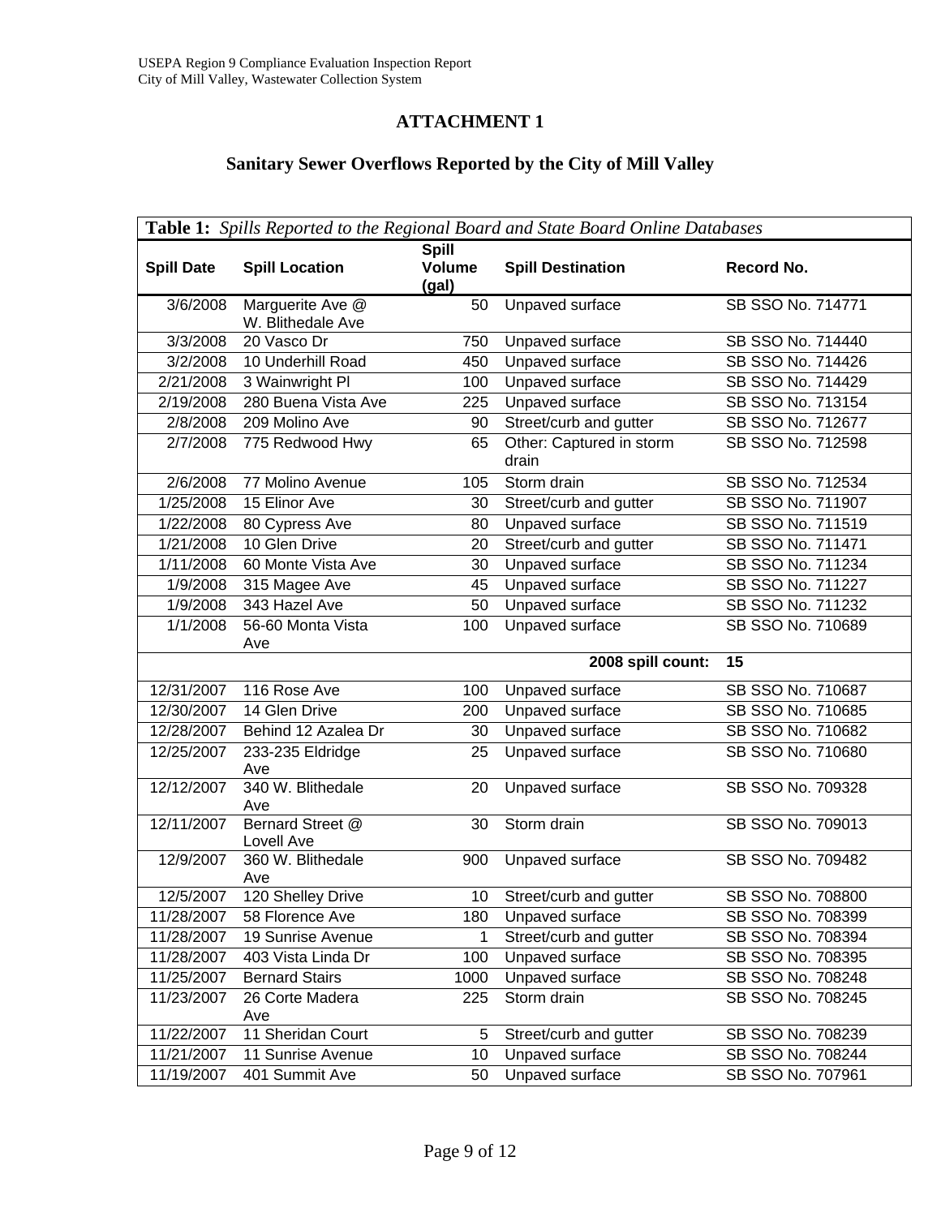# ATTACHMENT 1

## Sanitary Sewer Overflows Reported by the City of Mill Valley

| **Table 1:** *Spills Reported to the Regional Board and State Board Online Databases* | | | | |
|---|---|---|---|---|
| **Spill Date** | **Spill Location** | **Spill Volume (gal)** | **Spill Destination** | **Record No.** |
| 3/6/2008 | Marguerite Ave @ W. Blithedale Ave | 50 | Unpaved surface | SB SSO No. 714771 |
| 3/3/2008 | 20 Vasco Dr | 750 | Unpaved surface | SB SSO No. 714440 |
| 3/2/2008 | 10 Underhill Road | 450 | Unpaved surface | SB SSO No. 714426 |
| 2/21/2008 | 3 Wainwright Pl | 100 | Unpaved surface | SB SSO No. 714429 |
| 2/19/2008 | 280 Buena Vista Ave | 225 | Unpaved surface | SB SSO No. 713154 |
| 2/8/2008 | 209 Molino Ave | 90 | Street/curb and gutter | SB SSO No. 712677 |
| 2/7/2008 | 775 Redwood Hwy | 65 | Other: Captured in storm drain | SB SSO No. 712598 |
| 2/6/2008 | 77 Molino Avenue | 105 | Storm drain | SB SSO No. 712534 |
| 1/25/2008 | 15 Elinor Ave | 30 | Street/curb and gutter | SB SSO No. 711907 |
| 1/22/2008 | 80 Cypress Ave | 80 | Unpaved surface | SB SSO No. 711519 |
| 1/21/2008 | 10 Glen Drive | 20 | Street/curb and gutter | SB SSO No. 711471 |
| 1/11/2008 | 60 Monte Vista Ave | 30 | Unpaved surface | SB SSO No. 711234 |
| 1/9/2008 | 315 Magee Ave | 45 | Unpaved surface | SB SSO No. 711227 |
| 1/9/2008 | 343 Hazel Ave | 50 | Unpaved surface | SB SSO No. 711232 |
| 1/1/2008 | 56-60 Monta Vista Ave | 100 | Unpaved surface | SB SSO No. 710689 |
| | | | **2008 spill count:** | **15** |
| 12/31/2007 | 116 Rose Ave | 100 | Unpaved surface | SB SSO No. 710687 |
| 12/30/2007 | 14 Glen Drive | 200 | Unpaved surface | SB SSO No. 710685 |
| 12/28/2007 | Behind 12 Azalea Dr | 30 | Unpaved surface | SB SSO No. 710682 |
| 12/25/2007 | 233-235 Eldridge Ave | 25 | Unpaved surface | SB SSO No. 710680 |
| 12/12/2007 | 340 W. Blithedale Ave | 20 | Unpaved surface | SB SSO No. 709328 |
| 12/11/2007 | Bernard Street @ Lovell Ave | 30 | Storm drain | SB SSO No. 709013 |
| 12/9/2007 | 360 W. Blithedale Ave | 900 | Unpaved surface | SB SSO No. 709482 |
| 12/5/2007 | 120 Shelley Drive | 10 | Street/curb and gutter | SB SSO No. 708800 |
| 11/28/2007 | 58 Florence Ave | 180 | Unpaved surface | SB SSO No. 708399 |
| 11/28/2007 | 19 Sunrise Avenue | 1 | Street/curb and gutter | SB SSO No. 708394 |
| 11/28/2007 | 403 Vista Linda Dr | 100 | Unpaved surface | SB SSO No. 708395 |
| 11/25/2007 | Bernard Stairs | 1000 | Unpaved surface | SB SSO No. 708248 |
| 11/23/2007 | 26 Corte Madera Ave | 225 | Storm drain | SB SSO No. 708245 |
| 11/22/2007 | 11 Sheridan Court | 5 | Street/curb and gutter | SB SSO No. 708239 |
| 11/21/2007 | 11 Sunrise Avenue | 10 | Unpaved surface | SB SSO No. 708244 |
| 11/19/2007 | 401 Summit Ave | 50 | Unpaved surface | SB SSO No. 707961 |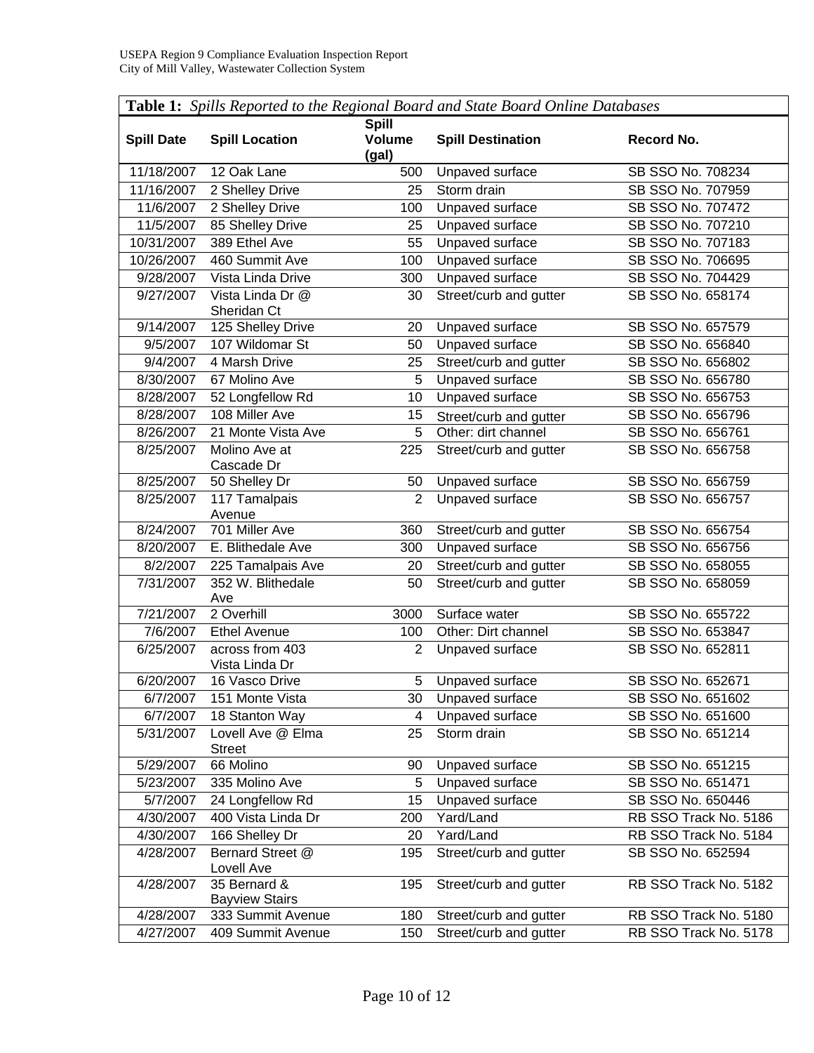**Table 1:** *Spills Reported to the Regional Board and State Board Online Databases*

| Spill Date | Spill Location | Spill Volume (gal) | Spill Destination | Record No. |
|---|---|---|---|---|
| 11/18/2007 | 12 Oak Lane | 500 | Unpaved surface | SB SSO No. 708234 |
| 11/16/2007 | 2 Shelley Drive | 25 | Storm drain | SB SSO No. 707959 |
| 11/6/2007 | 2 Shelley Drive | 100 | Unpaved surface | SB SSO No. 707472 |
| 11/5/2007 | 85 Shelley Drive | 25 | Unpaved surface | SB SSO No. 707210 |
| 10/31/2007 | 389 Ethel Ave | 55 | Unpaved surface | SB SSO No. 707183 |
| 10/26/2007 | 460 Summit Ave | 100 | Unpaved surface | SB SSO No. 706695 |
| 9/28/2007 | Vista Linda Drive | 300 | Unpaved surface | SB SSO No. 704429 |
| 9/27/2007 | Vista Linda Dr @ Sheridan Ct | 30 | Street/curb and gutter | SB SSO No. 658174 |
| 9/14/2007 | 125 Shelley Drive | 20 | Unpaved surface | SB SSO No. 657579 |
| 9/5/2007 | 107 Wildomar St | 50 | Unpaved surface | SB SSO No. 656840 |
| 9/4/2007 | 4 Marsh Drive | 25 | Street/curb and gutter | SB SSO No. 656802 |
| 8/30/2007 | 67 Molino Ave | 5 | Unpaved surface | SB SSO No. 656780 |
| 8/28/2007 | 52 Longfellow Rd | 10 | Unpaved surface | SB SSO No. 656753 |
| 8/28/2007 | 108 Miller Ave | 15 | Street/curb and gutter | SB SSO No. 656796 |
| 8/26/2007 | 21 Monte Vista Ave | 5 | Other: dirt channel | SB SSO No. 656761 |
| 8/25/2007 | Molino Ave at Cascade Dr | 225 | Street/curb and gutter | SB SSO No. 656758 |
| 8/25/2007 | 50 Shelley Dr | 50 | Unpaved surface | SB SSO No. 656759 |
| 8/25/2007 | 117 Tamalpais Avenue | 2 | Unpaved surface | SB SSO No. 656757 |
| 8/24/2007 | 701 Miller Ave | 360 | Street/curb and gutter | SB SSO No. 656754 |
| 8/20/2007 | E. Blithedale Ave | 300 | Unpaved surface | SB SSO No. 656756 |
| 8/2/2007 | 225 Tamalpais Ave | 20 | Street/curb and gutter | SB SSO No. 658055 |
| 7/31/2007 | 352 W. Blithedale Ave | 50 | Street/curb and gutter | SB SSO No. 658059 |
| 7/21/2007 | 2 Overhill | 3000 | Surface water | SB SSO No. 655722 |
| 7/6/2007 | Ethel Avenue | 100 | Other: Dirt channel | SB SSO No. 653847 |
| 6/25/2007 | across from 403 Vista Linda Dr | 2 | Unpaved surface | SB SSO No. 652811 |
| 6/20/2007 | 16 Vasco Drive | 5 | Unpaved surface | SB SSO No. 652671 |
| 6/7/2007 | 151 Monte Vista | 30 | Unpaved surface | SB SSO No. 651602 |
| 6/7/2007 | 18 Stanton Way | 4 | Unpaved surface | SB SSO No. 651600 |
| 5/31/2007 | Lovell Ave @ Elma Street | 25 | Storm drain | SB SSO No. 651214 |
| 5/29/2007 | 66 Molino | 90 | Unpaved surface | SB SSO No. 651215 |
| 5/23/2007 | 335 Molino Ave | 5 | Unpaved surface | SB SSO No. 651471 |
| 5/7/2007 | 24 Longfellow Rd | 15 | Unpaved surface | SB SSO No. 650446 |
| 4/30/2007 | 400 Vista Linda Dr | 200 | Yard/Land | RB SSO Track No. 5186 |
| 4/30/2007 | 166 Shelley Dr | 20 | Yard/Land | RB SSO Track No. 5184 |
| 4/28/2007 | Bernard Street @ Lovell Ave | 195 | Street/curb and gutter | SB SSO No. 652594 |
| 4/28/2007 | 35 Bernard & Bayview Stairs | 195 | Street/curb and gutter | RB SSO Track No. 5182 |
| 4/28/2007 | 333 Summit Avenue | 180 | Street/curb and gutter | RB SSO Track No. 5180 |
| 4/27/2007 | 409 Summit Avenue | 150 | Street/curb and gutter | RB SSO Track No. 5178 |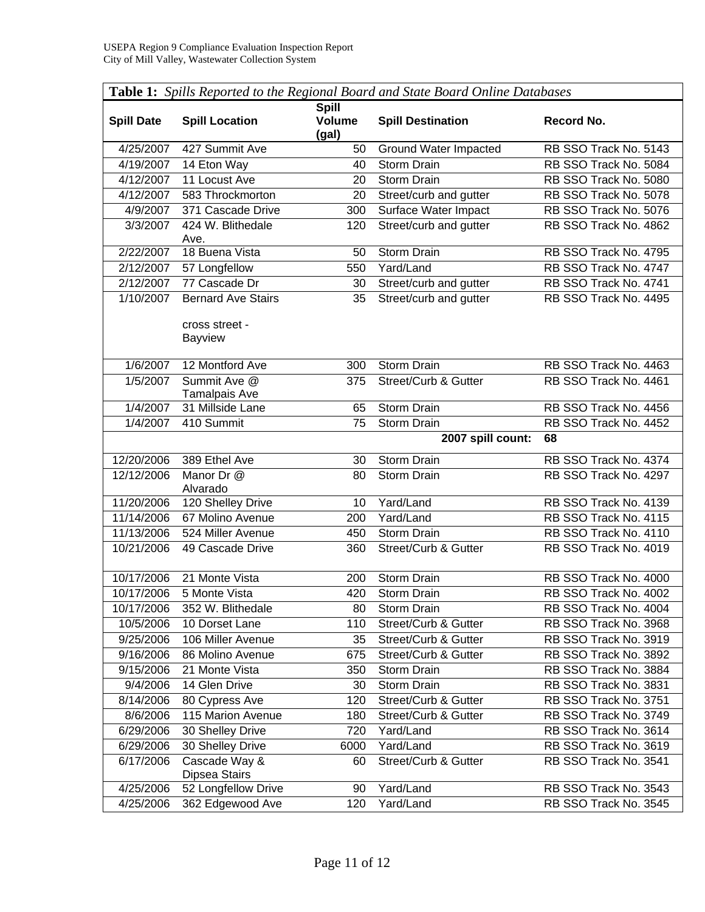**Table 1:** *Spills Reported to the Regional Board and State Board Online Databases*

| Spill Date | Spill Location | Spill Volume (gal) | Spill Destination | Record No. |
|---|---|---|---|---|
| 4/25/2007 | 427 Summit Ave | 50 | Ground Water Impacted | RB SSO Track No. 5143 |
| 4/19/2007 | 14 Eton Way | 40 | Storm Drain | RB SSO Track No. 5084 |
| 4/12/2007 | 11 Locust Ave | 20 | Storm Drain | RB SSO Track No. 5080 |
| 4/12/2007 | 583 Throckmorton | 20 | Street/curb and gutter | RB SSO Track No. 5078 |
| 4/9/2007 | 371 Cascade Drive | 300 | Surface Water Impact | RB SSO Track No. 5076 |
| 3/3/2007 | 424 W. Blithedale Ave. | 120 | Street/curb and gutter | RB SSO Track No. 4862 |
| 2/22/2007 | 18 Buena Vista | 50 | Storm Drain | RB SSO Track No. 4795 |
| 2/12/2007 | 57 Longfellow | 550 | Yard/Land | RB SSO Track No. 4747 |
| 2/12/2007 | 77 Cascade Dr | 30 | Street/curb and gutter | RB SSO Track No. 4741 |
| 1/10/2007 | Bernard Ave Stairs cross street - Bayview | 35 | Street/curb and gutter | RB SSO Track No. 4495 |
| 1/6/2007 | 12 Montford Ave | 300 | Storm Drain | RB SSO Track No. 4463 |
| 1/5/2007 | Summit Ave @ Tamalpais Ave | 375 | Street/Curb & Gutter | RB SSO Track No. 4461 |
| 1/4/2007 | 31 Millside Lane | 65 | Storm Drain | RB SSO Track No. 4456 |
| 1/4/2007 | 410 Summit | 75 | Storm Drain | RB SSO Track No. 4452 |
| | | | **2007 spill count:** | **68** |
| 12/20/2006 | 389 Ethel Ave | 30 | Storm Drain | RB SSO Track No. 4374 |
| 12/12/2006 | Manor Dr @ Alvarado | 80 | Storm Drain | RB SSO Track No. 4297 |
| 11/20/2006 | 120 Shelley Drive | 10 | Yard/Land | RB SSO Track No. 4139 |
| 11/14/2006 | 67 Molino Avenue | 200 | Yard/Land | RB SSO Track No. 4115 |
| 11/13/2006 | 524 Miller Avenue | 450 | Storm Drain | RB SSO Track No. 4110 |
| 10/21/2006 | 49 Cascade Drive | 360 | Street/Curb & Gutter | RB SSO Track No. 4019 |
| 10/17/2006 | 21 Monte Vista | 200 | Storm Drain | RB SSO Track No. 4000 |
| 10/17/2006 | 5 Monte Vista | 420 | Storm Drain | RB SSO Track No. 4002 |
| 10/17/2006 | 352 W. Blithedale | 80 | Storm Drain | RB SSO Track No. 4004 |
| 10/5/2006 | 10 Dorset Lane | 110 | Street/Curb & Gutter | RB SSO Track No. 3968 |
| 9/25/2006 | 106 Miller Avenue | 35 | Street/Curb & Gutter | RB SSO Track No. 3919 |
| 9/16/2006 | 86 Molino Avenue | 675 | Street/Curb & Gutter | RB SSO Track No. 3892 |
| 9/15/2006 | 21 Monte Vista | 350 | Storm Drain | RB SSO Track No. 3884 |
| 9/4/2006 | 14 Glen Drive | 30 | Storm Drain | RB SSO Track No. 3831 |
| 8/14/2006 | 80 Cypress Ave | 120 | Street/Curb & Gutter | RB SSO Track No. 3751 |
| 8/6/2006 | 115 Marion Avenue | 180 | Street/Curb & Gutter | RB SSO Track No. 3749 |
| 6/29/2006 | 30 Shelley Drive | 720 | Yard/Land | RB SSO Track No. 3614 |
| 6/29/2006 | 30 Shelley Drive | 6000 | Yard/Land | RB SSO Track No. 3619 |
| 6/17/2006 | Cascade Way & Dipsea Stairs | 60 | Street/Curb & Gutter | RB SSO Track No. 3541 |
| 4/25/2006 | 52 Longfellow Drive | 90 | Yard/Land | RB SSO Track No. 3543 |
| 4/25/2006 | 362 Edgewood Ave | 120 | Yard/Land | RB SSO Track No. 3545 |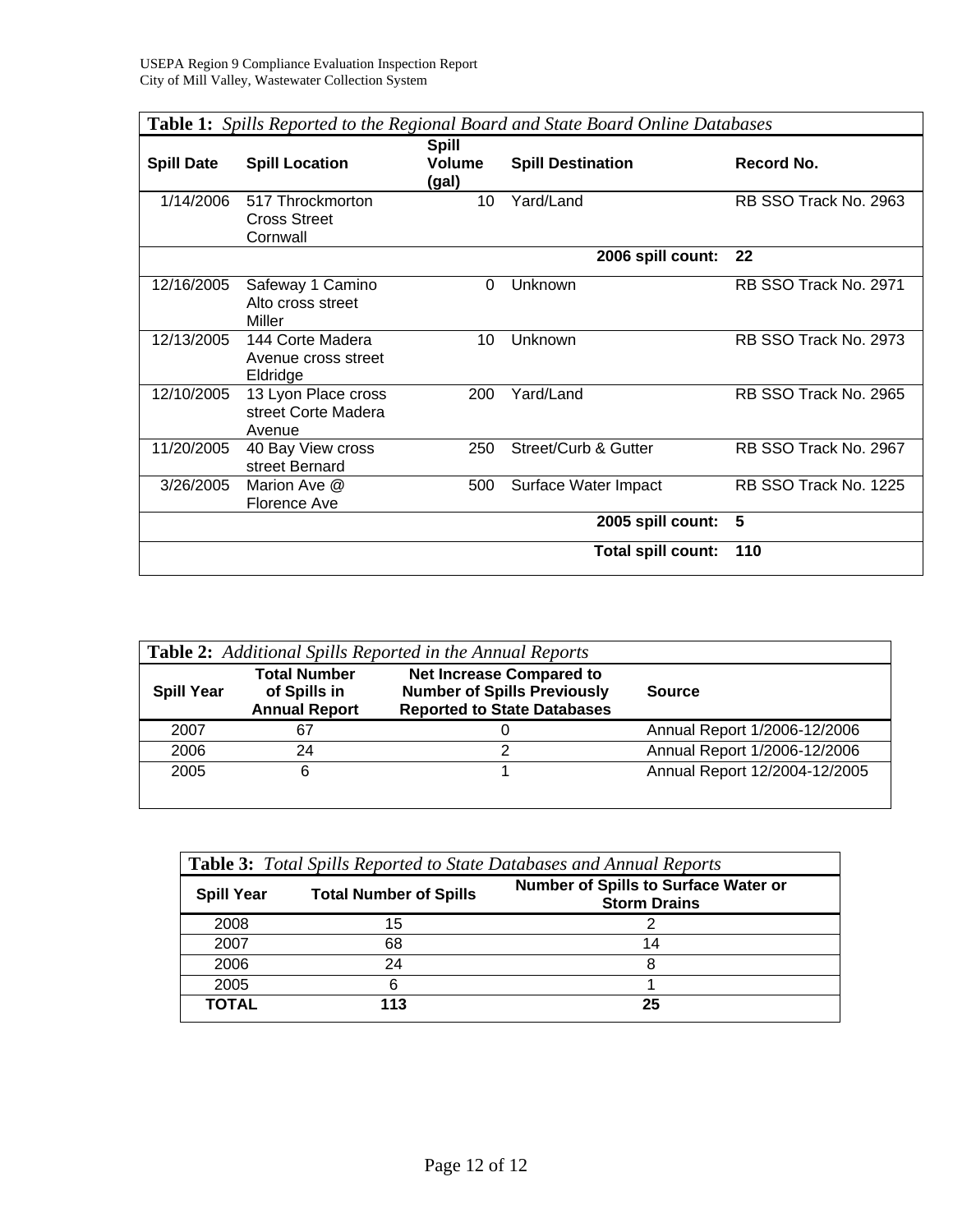| **Table 1:** *Spills Reported to the Regional Board and State Board Online Databases* | | | | |
|---|---|---|---|---|
| **Spill Date** | **Spill Location** | **Spill Volume (gal)** | **Spill Destination** | **Record No.** |
| 1/14/2006 | 517 Throckmorton Cross Street Cornwall | 10 | Yard/Land | RB SSO Track No. 2963 |
| | | | **2006 spill count:** | **22** |
| 12/16/2005 | Safeway 1 Camino Alto cross street Miller | 0 | Unknown | RB SSO Track No. 2971 |
| 12/13/2005 | 144 Corte Madera Avenue cross street Eldridge | 10 | Unknown | RB SSO Track No. 2973 |
| 12/10/2005 | 13 Lyon Place cross street Corte Madera Avenue | 200 | Yard/Land | RB SSO Track No. 2965 |
| 11/20/2005 | 40 Bay View cross street Bernard | 250 | Street/Curb & Gutter | RB SSO Track No. 2967 |
| 3/26/2005 | Marion Ave @ Florence Ave | 500 | Surface Water Impact | RB SSO Track No. 1225 |
| | | | **2005 spill count:** | **5** |
| | | | **Total spill count:** | **110** |

| **Table 2:** *Additional Spills Reported in the Annual Reports* | | | |
|---|---|---|---|
| **Spill Year** | **Total Number of Spills in Annual Report** | **Net Increase Compared to Number of Spills Previously Reported to State Databases** | **Source** |
| 2007 | 67 | 0 | Annual Report 1/2006-12/2006 |
| 2006 | 24 | 2 | Annual Report 1/2006-12/2006 |
| 2005 | 6 | 1 | Annual Report 12/2004-12/2005 |

| **Table 3:** *Total Spills Reported to State Databases and Annual Reports* | | |
|---|---|---|
| **Spill Year** | **Total Number of Spills** | **Number of Spills to Surface Water or Storm Drains** |
| 2008 | 15 | 2 |
| 2007 | 68 | 14 |
| 2006 | 24 | 8 |
| 2005 | 6 | 1 |
| **TOTAL** | **113** | **25** |